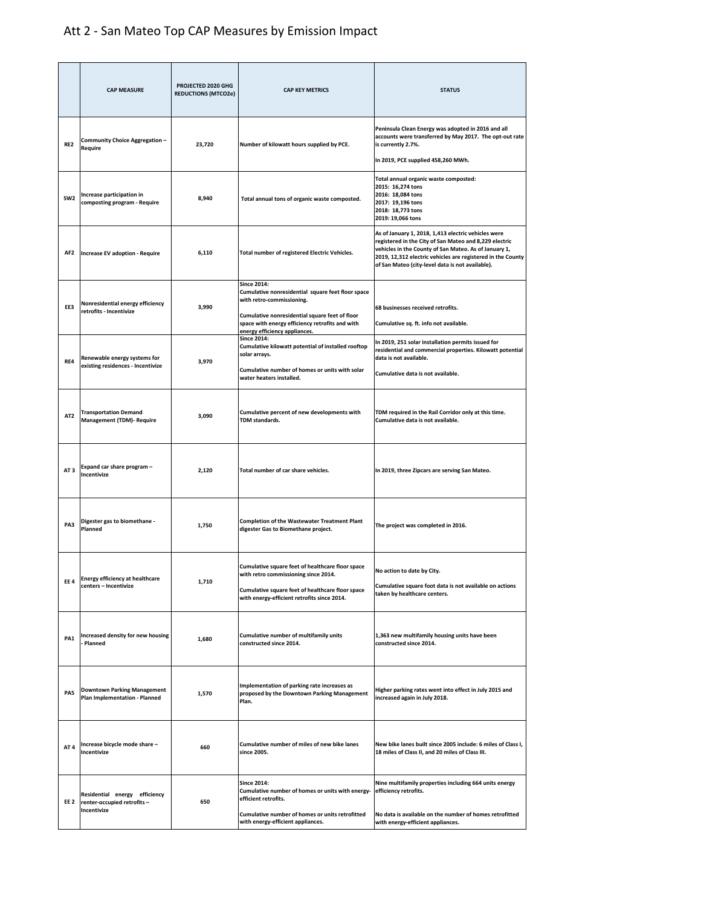# Att 2 - San Mateo Top CAP Measures by Emission Impact

| | CAP MEASURE | PROJECTED 2020 GHG REDUCTIONS (MTCO2e) | CAP KEY METRICS | STATUS |
|---|---|---|---|---|
| RE2 | Community Choice Aggregation – Require | 23,720 | Number of kilowatt hours supplied by PCE. | Peninsula Clean Energy was adopted in 2016 and all accounts were transferred by May 2017. The opt-out rate is currently 2.7%.<br><br>In 2019, PCE supplied 458,260 MWh. |
| SW2 | Increase participation in composting program - Require | 8,940 | Total annual tons of organic waste composted. | Total annual organic waste composted:<br>2015: 16,274 tons<br>2016: 18,084 tons<br>2017: 19,196 tons<br>2018: 18,773 tons<br>2019: 19,066 tons |
| AF2 | Increase EV adoption - Require | 6,110 | Total number of registered Electric Vehicles. | As of January 1, 2018, 1,413 electric vehicles were registered in the City of San Mateo and 8,229 electric vehicles in the County of San Mateo. As of January 1, 2019, 12,312 electric vehicles are registered in the County of San Mateo (city-level data is not available). |
| EE3 | Nonresidential energy efficiency retrofits - Incentivize | 3,990 | Since 2014:<br>Cumulative nonresidential square feet floor space with retro-commissioning.<br><br>Cumulative nonresidential square feet of floor space with energy efficiency retrofits and with energy efficiency appliances. | 68 businesses received retrofits.<br><br>Cumulative sq. ft. info not available. |
| RE4 | Renewable energy systems for existing residences - Incentivize | 3,970 | Since 2014:<br>Cumulative kilowatt potential of installed rooftop solar arrays.<br><br>Cumulative number of homes or units with solar water heaters installed. | In 2019, 251 solar installation permits issued for residential and commercial properties. Kilowatt potential data is not available.<br><br>Cumulative data is not available. |
| AT2 | Transportation Demand Management (TDM)- Require | 3,090 | Cumulative percent of new developments with TDM standards. | TDM required in the Rail Corridor only at this time. Cumulative data is not available. |
| AT 3 | Expand car share program – Incentivize | 2,120 | Total number of car share vehicles. | In 2019, three Zipcars are serving San Mateo. |
| PA3 | Digester gas to biomethane - Planned | 1,750 | Completion of the Wastewater Treatment Plant digester Gas to Biomethane project. | The project was completed in 2016. |
| EE 4 | Energy efficiency at healthcare centers – Incentivize | 1,710 | Cumulative square feet of healthcare floor space with retro commissioning since 2014.<br><br>Cumulative square feet of healthcare floor space with energy-efficient retrofits since 2014. | No action to date by City.<br><br>Cumulative square foot data is not available on actions taken by healthcare centers. |
| PA1 | Increased density for new housing - Planned | 1,680 | Cumulative number of multifamily units constructed since 2014. | 1,363 new multifamily housing units have been constructed since 2014. |
| PA5 | Downtown Parking Management Plan Implementation - Planned | 1,570 | Implementation of parking rate increases as proposed by the Downtown Parking Management Plan. | Higher parking rates went into effect in July 2015 and increased again in July 2018. |
| AT 4 | Increase bicycle mode share – Incentivize | 660 | Cumulative number of miles of new bike lanes since 2005. | New bike lanes built since 2005 include: 6 miles of Class I, 18 miles of Class II, and 20 miles of Class III. |
| EE 2 | Residential energy efficiency renter-occupied retrofits – Incentivize | 650 | Since 2014:<br>Cumulative number of homes or units with energy-efficient retrofits.<br><br>Cumulative number of homes or units retrofitted with energy-efficient appliances. | Nine multifamily properties including 664 units energy efficiency retrofits.<br><br>No data is available on the number of homes retrofitted with energy-efficient appliances. |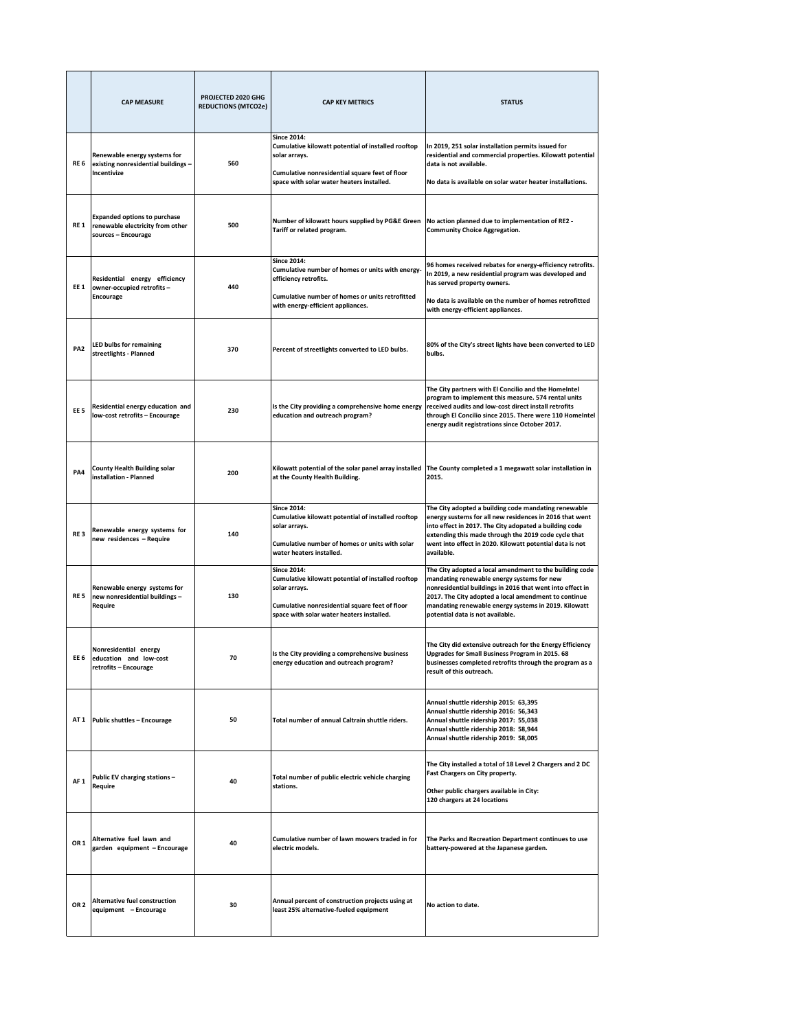| | CAP MEASURE | PROJECTED 2020 GHG REDUCTIONS (MTCO2e) | CAP KEY METRICS | STATUS |
|---|---|---|---|---|
| RE 6 | Renewable energy systems for existing nonresidential buildings – Incentivize | 560 | Since 2014:<br>Cumulative kilowatt potential of installed rooftop solar arrays.<br><br>Cumulative nonresidential square feet of floor space with solar water heaters installed. | In 2019, 251 solar installation permits issued for residential and commercial properties. Kilowatt potential data is not available.<br><br>No data is available on solar water heater installations. |
| RE 1 | Expanded options to purchase renewable electricity from other sources – Encourage | 500 | Number of kilowatt hours supplied by PG&E Green Tariff or related program. | No action planned due to implementation of RE2 - Community Choice Aggregation. |
| EE 1 | Residential energy efficiency owner-occupied retrofits – Encourage | 440 | Since 2014:<br>Cumulative number of homes or units with energy-efficiency retrofits.<br><br>Cumulative number of homes or units retrofitted with energy-efficient appliances. | 96 homes received rebates for energy-efficiency retrofits. In 2019, a new residential program was developed and has served property owners.<br><br>No data is available on the number of homes retrofitted with energy-efficient appliances. |
| PA2 | LED bulbs for remaining streetlights - Planned | 370 | Percent of streetlights converted to LED bulbs. | 80% of the City's street lights have been converted to LED bulbs. |
| EE 5 | Residential energy education and low-cost retrofits – Encourage | 230 | Is the City providing a comprehensive home energy education and outreach program? | The City partners with El Concilio and the HomeIntel program to implement this measure. 574 rental units received audits and low-cost direct install retrofits through El Concilio since 2015. There were 110 HomeIntel energy audit registrations since October 2017. |
| PA4 | County Health Building solar installation - Planned | 200 | Kilowatt potential of the solar panel array installed at the County Health Building. | The County completed a 1 megawatt solar installation in 2015. |
| RE 3 | Renewable energy systems for new residences – Require | 140 | Since 2014:<br>Cumulative kilowatt potential of installed rooftop solar arrays.<br><br>Cumulative number of homes or units with solar water heaters installed. | The City adopted a building code mandating renewable energy sustems for all new residences in 2016 that went into effect in 2017. The City adopated a building code extending this made through the 2019 code cycle that went into effect in 2020. Kilowatt potential data is not available. |
| RE 5 | Renewable energy systems for new nonresidential buildings – Require | 130 | Since 2014:<br>Cumulative kilowatt potential of installed rooftop solar arrays.<br><br>Cumulative nonresidential square feet of floor space with solar water heaters installed. | The City adopted a local amendment to the building code mandating renewable energy systems for new nonresidential buildings in 2016 that went into effect in 2017. The City adopted a local amendment to continue mandating renewable energy systems in 2019. Kilowatt potential data is not available. |
| EE 6 | Nonresidential energy education and low-cost retrofits – Encourage | 70 | Is the City providing a comprehensive business energy education and outreach program? | The City did extensive outreach for the Energy Efficiency Upgrades for Small Business Program in 2015. 68 businesses completed retrofits through the program as a result of this outreach. |
| AT 1 | Public shuttles – Encourage | 50 | Total number of annual Caltrain shuttle riders. | Annual shuttle ridership 2015: 63,395<br>Annual shuttle ridership 2016: 56,343<br>Annual shuttle ridership 2017: 55,038<br>Annual shuttle ridership 2018: 58,944<br>Annual shuttle ridership 2019: 58,005 |
| AF 1 | Public EV charging stations – Require | 40 | Total number of public electric vehicle charging stations. | The City installed a total of 18 Level 2 Chargers and 2 DC Fast Chargers on City property.<br><br>Other public chargers available in City:<br>120 chargers at 24 locations |
| OR 1 | Alternative fuel lawn and garden equipment – Encourage | 40 | Cumulative number of lawn mowers traded in for electric models. | The Parks and Recreation Department continues to use battery-powered at the Japanese garden. |
| OR 2 | Alternative fuel construction equipment – Encourage | 30 | Annual percent of construction projects using at least 25% alternative-fueled equipment | No action to date. |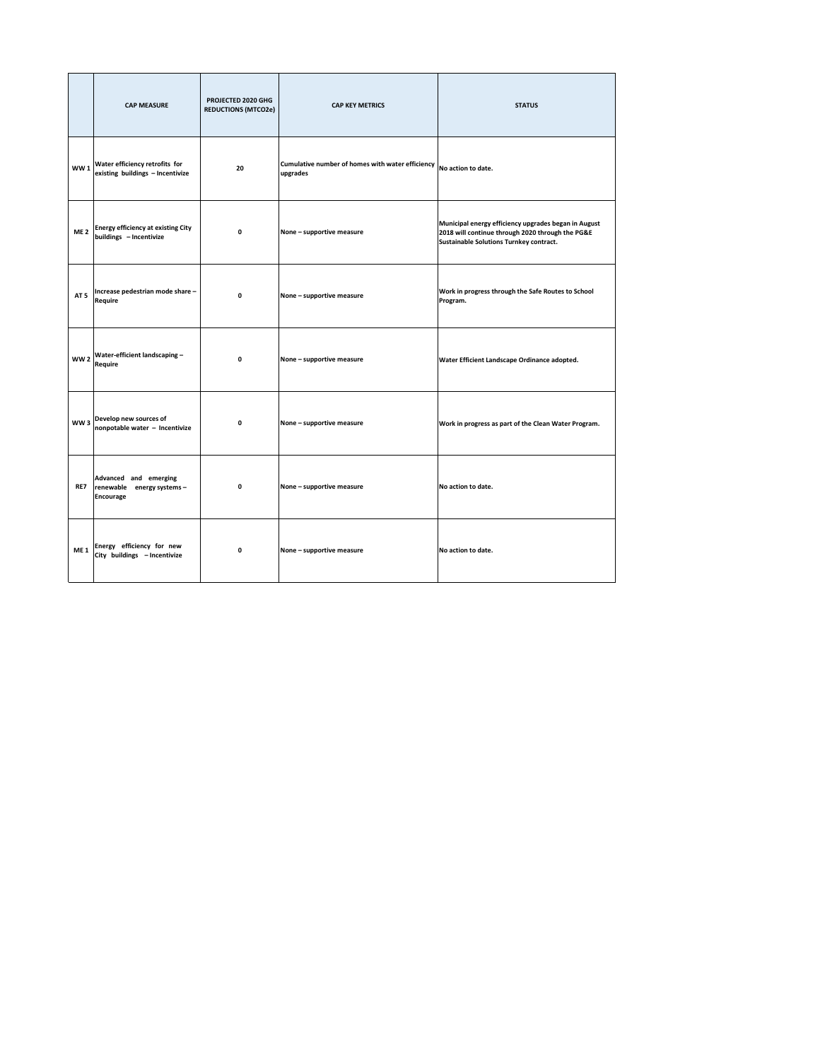| | CAP MEASURE | PROJECTED 2020 GHG REDUCTIONS (MTCO2e) | CAP KEY METRICS | STATUS |
|---|---|---|---|---|
| WW 1 | Water efficiency retrofits for existing buildings – Incentivize | 20 | Cumulative number of homes with water efficiency upgrades | No action to date. |
| ME 2 | Energy efficiency at existing City buildings – Incentivize | 0 | None – supportive measure | Municipal energy efficiency upgrades began in August 2018 will continue through 2020 through the PG&E Sustainable Solutions Turnkey contract. |
| AT 5 | Increase pedestrian mode share – Require | 0 | None – supportive measure | Work in progress through the Safe Routes to School Program. |
| WW 2 | Water-efficient landscaping – Require | 0 | None – supportive measure | Water Efficient Landscape Ordinance adopted. |
| WW 3 | Develop new sources of nonpotable water – Incentivize | 0 | None – supportive measure | Work in progress as part of the Clean Water Program. |
| RE7 | Advanced and emerging renewable energy systems – Encourage | 0 | None – supportive measure | No action to date. |
| ME 1 | Energy efficiency for new City buildings – Incentivize | 0 | None – supportive measure | No action to date. |